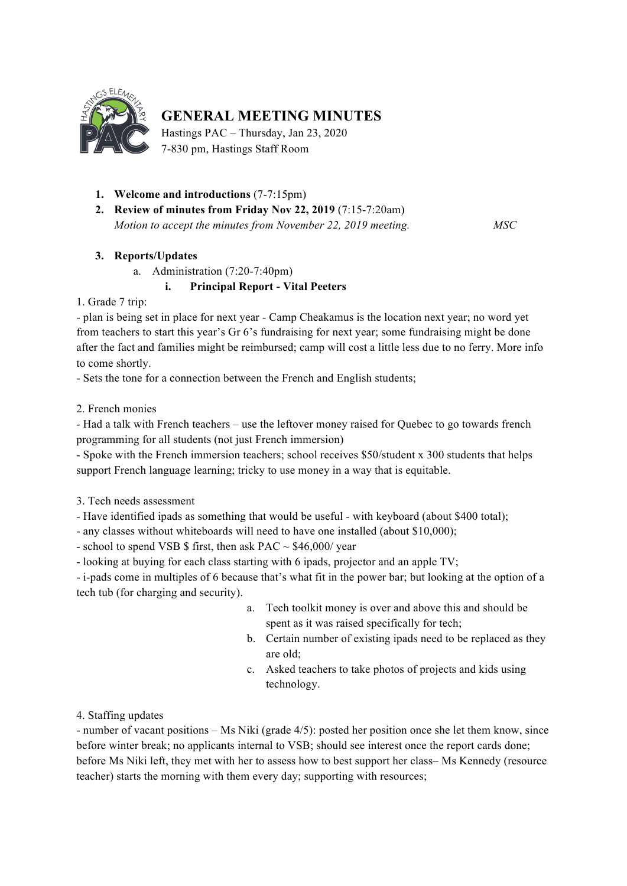# GENERAL MEETING MINUTES

Hastings PAC – Thursday, Jan 23, 2020
7-830 pm, Hastings Staff Room

1. **Welcome and introductions** (7-7:15pm)
2. **Review of minutes from Friday Nov 22, 2019** (7:15-7:20am)
   *Motion to accept the minutes from November 22, 2019 meeting.* MSC

3. **Reports/Updates**
   a. Administration (7:20-7:40pm)
      i. **Principal Report - Vital Peeters**

1. Grade 7 trip:
- plan is being set in place for next year - Camp Cheakamus is the location next year; no word yet from teachers to start this year's Gr 6's fundraising for next year; some fundraising might be done after the fact and families might be reimbursed; camp will cost a little less due to no ferry. More info to come shortly.
- Sets the tone for a connection between the French and English students;

2. French monies
- Had a talk with French teachers – use the leftover money raised for Quebec to go towards french programming for all students (not just French immersion)
- Spoke with the French immersion teachers; school receives $50/student x 300 students that helps support French language learning; tricky to use money in a way that is equitable.

3. Tech needs assessment
- Have identified ipads as something that would be useful - with keyboard (about $400 total);
- any classes without whiteboards will need to have one installed (about $10,000);
- school to spend VSB $ first, then ask PAC ~ $46,000/ year
- looking at buying for each class starting with 6 ipads, projector and an apple TV;
- i-pads come in multiples of 6 because that's what fit in the power bar; but looking at the option of a tech tub (for charging and security).
   a. Tech toolkit money is over and above this and should be spent as it was raised specifically for tech;
   b. Certain number of existing ipads need to be replaced as they are old;
   c. Asked teachers to take photos of projects and kids using technology.

4. Staffing updates
- number of vacant positions – Ms Niki (grade 4/5): posted her position once she let them know, since before winter break; no applicants internal to VSB; should see interest once the report cards done; before Ms Niki left, they met with her to assess how to best support her class– Ms Kennedy (resource teacher) starts the morning with them every day; supporting with resources;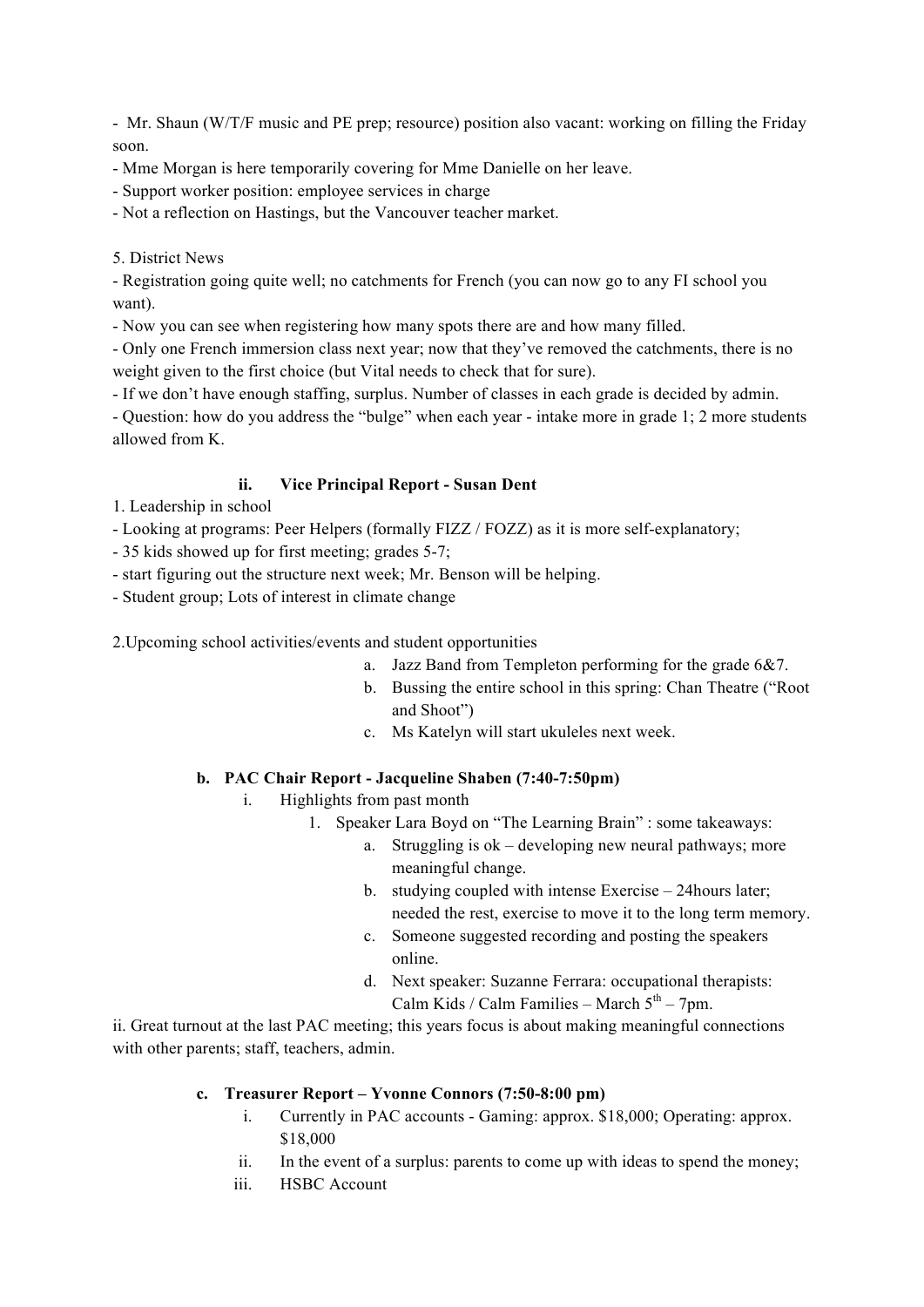- Mr. Shaun (W/T/F music and PE prep; resource) position also vacant: working on filling the Friday soon.
- Mme Morgan is here temporarily covering for Mme Danielle on her leave.
- Support worker position: employee services in charge
- Not a reflection on Hastings, but the Vancouver teacher market.

5. District News
- Registration going quite well; no catchments for French (you can now go to any FI school you want).
- Now you can see when registering how many spots there are and how many filled.
- Only one French immersion class next year; now that they've removed the catchments, there is no weight given to the first choice (but Vital needs to check that for sure).
- If we don't have enough staffing, surplus. Number of classes in each grade is decided by admin.
- Question: how do you address the "bulge" when each year - intake more in grade 1; 2 more students allowed from K.

**ii. Vice Principal Report - Susan Dent**

1. Leadership in school
- Looking at programs: Peer Helpers (formally FIZZ / FOZZ) as it is more self-explanatory;
- 35 kids showed up for first meeting; grades 5-7;
- start figuring out the structure next week; Mr. Benson will be helping.
- Student group; Lots of interest in climate change

2. Upcoming school activities/events and student opportunities
   a. Jazz Band from Templeton performing for the grade 6&7.
   b. Bussing the entire school in this spring: Chan Theatre ("Root and Shoot")
   c. Ms Katelyn will start ukuleles next week.

**b. PAC Chair Report - Jacqueline Shaben (7:40-7:50pm)**

i. Highlights from past month
   1. Speaker Lara Boyd on "The Learning Brain" : some takeaways:
      a. Struggling is ok – developing new neural pathways; more meaningful change.
      b. studying coupled with intense Exercise – 24hours later; needed the rest, exercise to move it to the long term memory.
      c. Someone suggested recording and posting the speakers online.
      d. Next speaker: Suzanne Ferrara: occupational therapists: Calm Kids / Calm Families – March 5th – 7pm.

ii. Great turnout at the last PAC meeting; this years focus is about making meaningful connections with other parents; staff, teachers, admin.

**c. Treasurer Report – Yvonne Connors (7:50-8:00 pm)**

i. Currently in PAC accounts - Gaming: approx. $18,000; Operating: approx. $18,000
ii. In the event of a surplus: parents to come up with ideas to spend the money;
iii. HSBC Account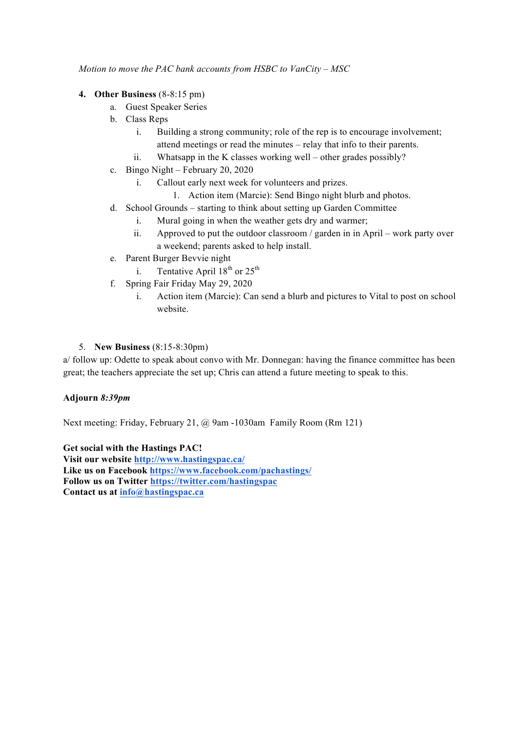*Motion to move the PAC bank accounts from HSBC to VanCity – MSC*

4. **Other Business** (8-8:15 pm)
   a. Guest Speaker Series
   b. Class Reps
      i. Building a strong community; role of the rep is to encourage involvement; attend meetings or read the minutes – relay that info to their parents.
      ii. Whatsapp in the K classes working well – other grades possibly?
   c. Bingo Night – February 20, 2020
      i. Callout early next week for volunteers and prizes.
         1. Action item (Marcie): Send Bingo night blurb and photos.
   d. School Grounds – starting to think about setting up Garden Committee
      i. Mural going in when the weather gets dry and warmer;
      ii. Approved to put the outdoor classroom / garden in in April – work party over a weekend; parents asked to help install.
   e. Parent Burger Bevvie night
      i. Tentative April 18th or 25th
   f. Spring Fair Friday May 29, 2020
      i. Action item (Marcie): Can send a blurb and pictures to Vital to post on school website.

5. **New Business** (8:15-8:30pm)

a/ follow up: Odette to speak about convo with Mr. Donnegan: having the finance committee has been great; the teachers appreciate the set up; Chris can attend a future meeting to speak to this.

**Adjourn** ***8:39pm***

Next meeting: Friday, February 21, @ 9am -1030am Family Room (Rm 121)

**Get social with the Hastings PAC!**
**Visit our website** [http://www.hastingspac.ca/](http://www.hastingspac.ca/)
**Like us on Facebook** [https://www.facebook.com/pachastings/](https://www.facebook.com/pachastings/)
**Follow us on Twitter** [https://twitter.com/hastingspac](https://twitter.com/hastingspac)
**Contact us at** [info@hastingspac.ca](mailto:info@hastingspac.ca)